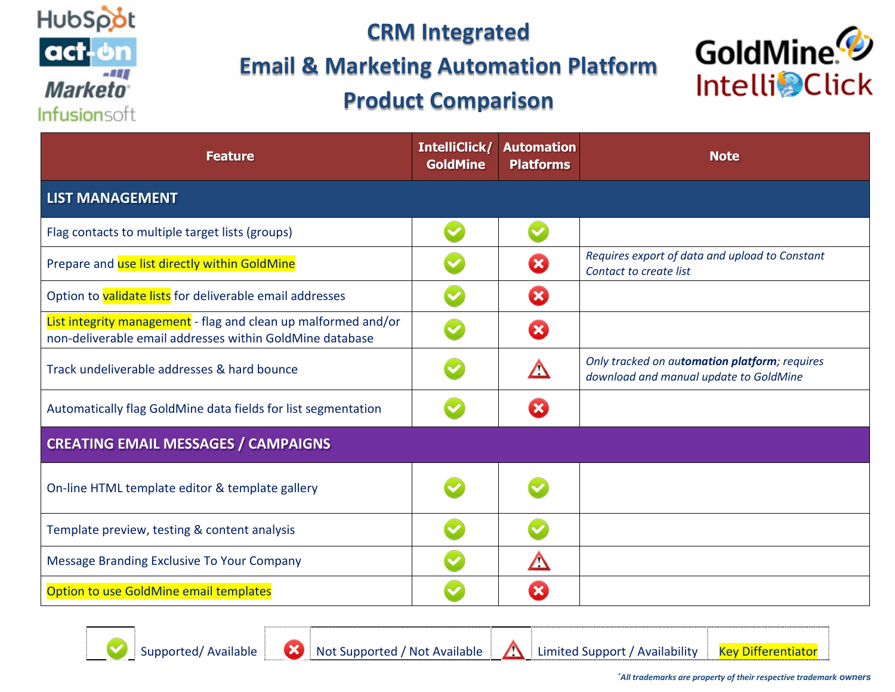# CRM Integrated
# Email & Marketing Automation Platform
# Product Comparison

HubSpot, act-on, Marketo, Infusionsoft

GoldMine IntelliClick

| Feature | IntelliClick/ GoldMine | Automation Platforms | Note |
|---|---|---|---|
| **LIST MANAGEMENT** | | | |
| Flag contacts to multiple target lists (groups) | ✔ | ✔ | |
| Prepare and use list directly within GoldMine | ✔ | ✖ | *Requires export of data and upload to Constant Contact to create list* |
| Option to validate lists for deliverable email addresses | ✔ | ✖ | |
| List integrity management - flag and clean up malformed and/or non-deliverable email addresses within GoldMine database | ✔ | ✖ | |
| Track undeliverable addresses & hard bounce | ✔ | ⚠ | *Only tracked on **automation platform**; requires download and manual update to GoldMine* |
| Automatically flag GoldMine data fields for list segmentation | ✔ | ✖ | |
| **CREATING EMAIL MESSAGES / CAMPAIGNS** | | | |
| On-line HTML template editor & template gallery | ✔ | ✔ | |
| Template preview, testing & content analysis | ✔ | ✔ | |
| Message Branding Exclusive To Your Company | ✔ | ⚠ | |
| Option to use GoldMine email templates | ✔ | ✖ | |

✔ Supported/ Available ✖ Not Supported / Not Available ⚠ Limited Support / Availability Key Differentiator

*All trademarks are property of their respective trademark owners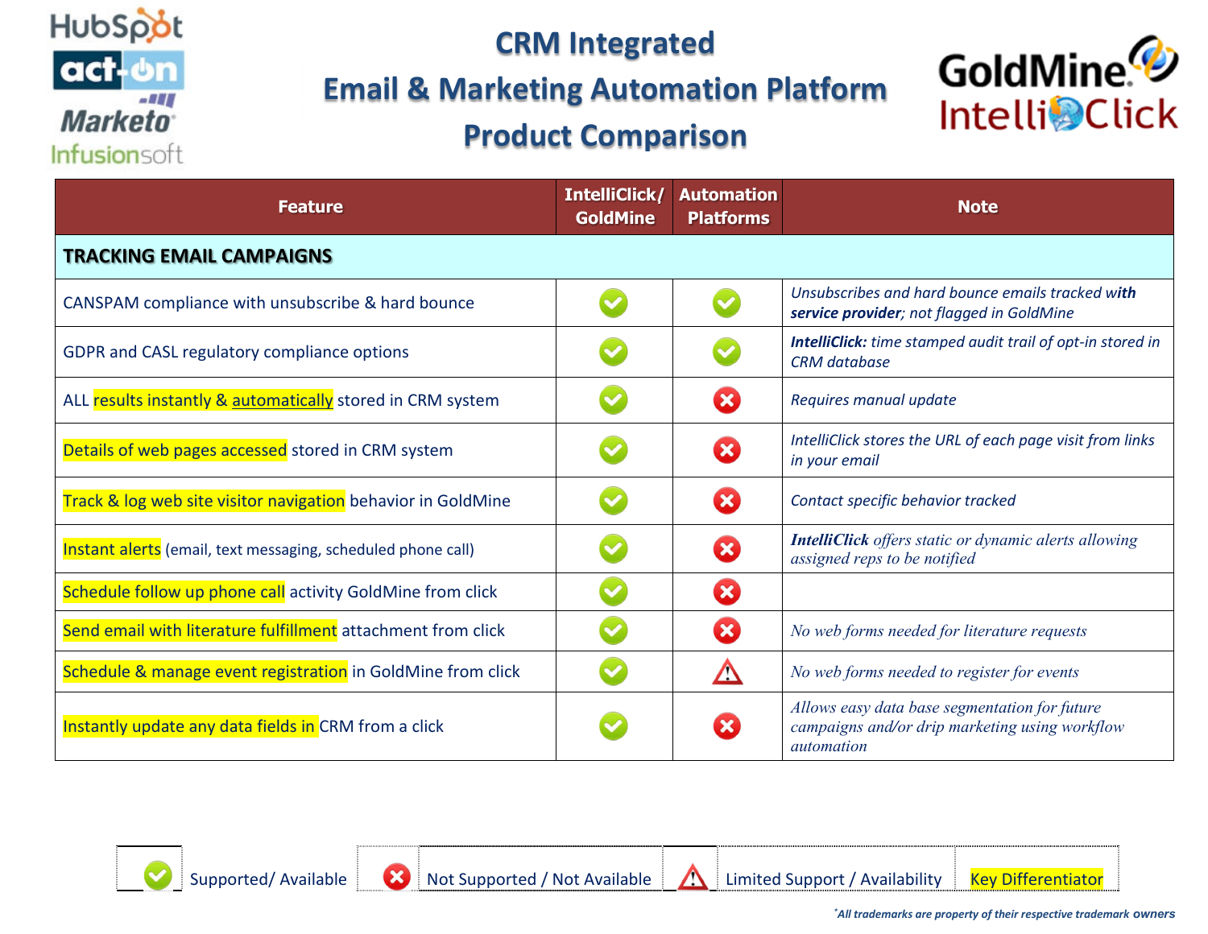# CRM Integrated Email & Marketing Automation Platform Product Comparison

| Feature | IntelliClick/ GoldMine | Automation Platforms | Note |
|---|---|---|---|
| **TRACKING EMAIL CAMPAIGNS** | | | |
| CANSPAM compliance with unsubscribe & hard bounce | ✅ | ✅ | *Unsubscribes and hard bounce emails tracked **with service provider**; not flagged in GoldMine* |
| GDPR and CASL regulatory compliance options | ✅ | ✅ | ***IntelliClick:** time stamped audit trail of opt-in stored in CRM database* |
| ALL results instantly & automatically stored in CRM system | ✅ | ❌ | *Requires manual update* |
| Details of web pages accessed stored in CRM system | ✅ | ❌ | *IntelliClick stores the URL of each page visit from links in your email* |
| Track & log web site visitor navigation behavior in GoldMine | ✅ | ❌ | *Contact specific behavior tracked* |
| Instant alerts (email, text messaging, scheduled phone call) | ✅ | ❌ | ***IntelliClick** offers static or dynamic alerts allowing assigned reps to be notified* |
| Schedule follow up phone call activity GoldMine from click | ✅ | ❌ | |
| Send email with literature fulfillment attachment from click | ✅ | ❌ | *No web forms needed for literature requests* |
| Schedule & manage event registration in GoldMine from click | ✅ | ⚠️ | *No web forms needed to register for events* |
| Instantly update any data fields in CRM from a click | ✅ | ❌ | *Allows easy data base segmentation for future campaigns and/or drip marketing using workflow automation* |

✅ Supported/ Available ❌ Not Supported / Not Available ⚠️ Limited Support / Availability Key Differentiator

*All trademarks are property of their respective trademark owners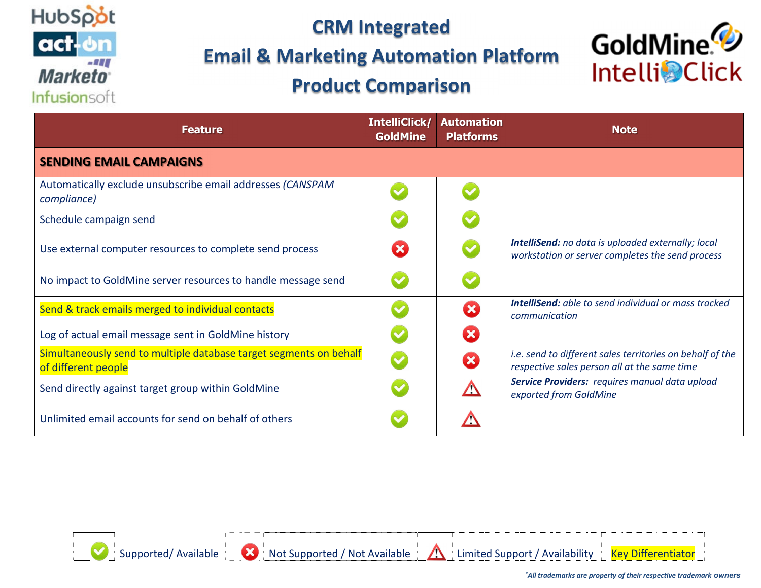# CRM Integrated Email & Marketing Automation Platform Product Comparison

| Feature | IntelliClick/ GoldMine | Automation Platforms | Note |
|---|---|---|---|
| **SENDING EMAIL CAMPAIGNS** | | | |
| Automatically exclude unsubscribe email addresses *(CANSPAM compliance)* | ✅ | ✅ | |
| Schedule campaign send | ✅ | ✅ | |
| Use external computer resources to complete send process | ❌ | ✅ | ***IntelliSend:*** *no data is uploaded externally; local workstation or server completes the send process* |
| No impact to GoldMine server resources to handle message send | ✅ | ✅ | |
| Send & track emails merged to individual contacts | ✅ | ❌ | ***IntelliSend:*** *able to send individual or mass tracked communication* |
| Log of actual email message sent in GoldMine history | ✅ | ❌ | |
| Simultaneously send to multiple database target segments on behalf of different people | ✅ | ❌ | *i.e. send to different sales territories on behalf of the respective sales person all at the same time* |
| Send directly against target group within GoldMine | ✅ | ⚠️ | ***Service Providers:*** *requires manual data upload exported from GoldMine* |
| Unlimited email accounts for send on behalf of others | ✅ | ⚠️ | |

✅ Supported/ Available | ❌ Not Supported / Not Available | ⚠️ Limited Support / Availability | Key Differentiator (highlighted)

**\*All trademarks are property of their respective trademark owners**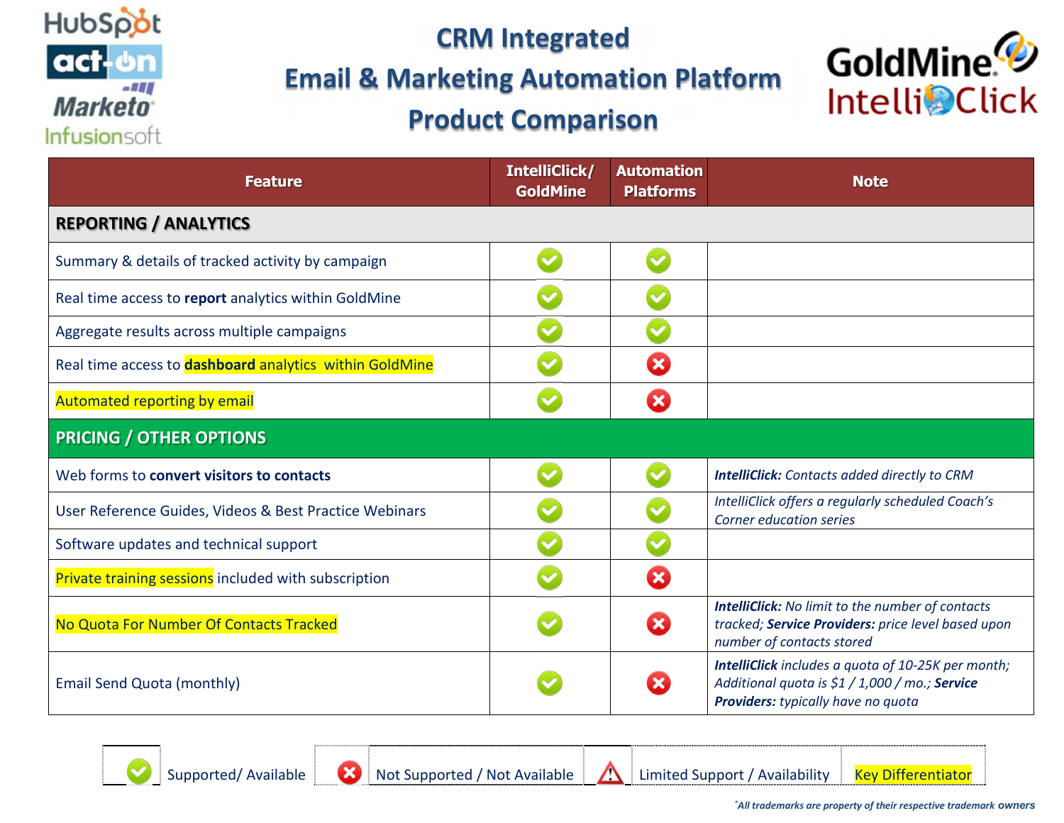# CRM Integrated Email & Marketing Automation Platform Product Comparison

HubSpot, act-on, Marketo, Infusionsoft

GoldMine IntelliClick

| Feature | IntelliClick/ GoldMine | Automation Platforms | Note |
|---|---|---|---|
| **REPORTING / ANALYTICS** | | | |
| Summary & details of tracked activity by campaign | ✅ | ✅ | |
| Real time access to **report** analytics within GoldMine | ✅ | ✅ | |
| Aggregate results across multiple campaigns | ✅ | ✅ | |
| Real time access to **dashboard** analytics within GoldMine | ✅ | ❌ | |
| Automated reporting by email | ✅ | ❌ | |
| **PRICING / OTHER OPTIONS** | | | |
| Web forms to **convert visitors to contacts** | ✅ | ✅ | ***IntelliClick:*** *Contacts added directly to CRM* |
| User Reference Guides, Videos & Best Practice Webinars | ✅ | ✅ | *IntelliClick offers a regularly scheduled Coach's Corner education series* |
| Software updates and technical support | ✅ | ✅ | |
| Private training sessions included with subscription | ✅ | ❌ | |
| No Quota For Number Of Contacts Tracked | ✅ | ❌ | ***IntelliClick:*** *No limit to the number of contacts tracked;* ***Service Providers:*** *price level based upon number of contacts stored* |
| Email Send Quota (monthly) | ✅ | ❌ | ***IntelliClick*** *includes a quota of 10-25K per month; Additional quota is $1 / 1,000 / mo.;* ***Service Providers:*** *typically have no quota* |

✅ Supported/ Available ❌ Not Supported / Not Available ⚠️ Limited Support / Availability Key Differentiator

*All trademarks are property of their respective trademark owners